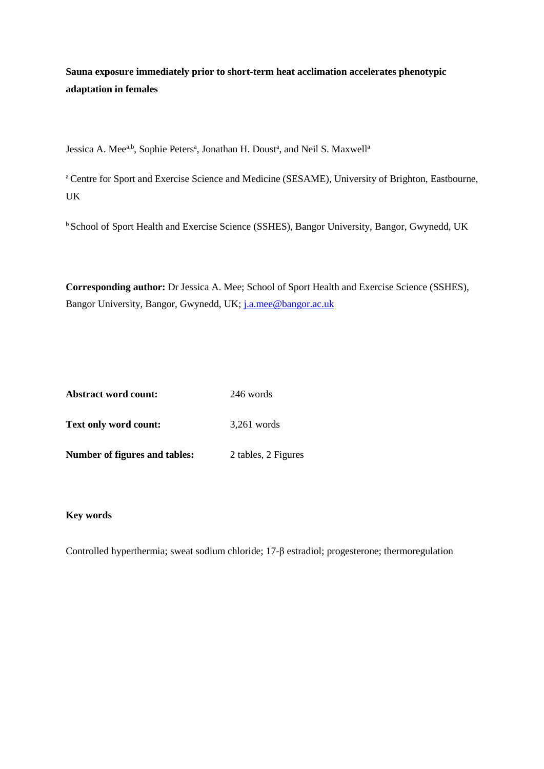**Sauna exposure immediately prior to short-term heat acclimation accelerates phenotypic adaptation in females**

Jessica A. Mee[a,b], Sophie Peters[a], Jonathan H. Doust[a], and Neil S. Maxwell[a]

[a] Centre for Sport and Exercise Science and Medicine (SESAME), University of Brighton, Eastbourne, UK

[b] School of Sport Health and Exercise Science (SSHES), Bangor University, Bangor, Gwynedd, UK

**Corresponding author:** Dr Jessica A. Mee; School of Sport Health and Exercise Science (SSHES), Bangor University, Bangor, Gwynedd, UK; j.a.mee@bangor.ac.uk

| | |
|---|---|
| **Abstract word count:** | 246 words |
| **Text only word count:** | 3,261 words |
| **Number of figures and tables:** | 2 tables, 2 Figures |

**Key words**

Controlled hyperthermia; sweat sodium chloride; 17-β estradiol; progesterone; thermoregulation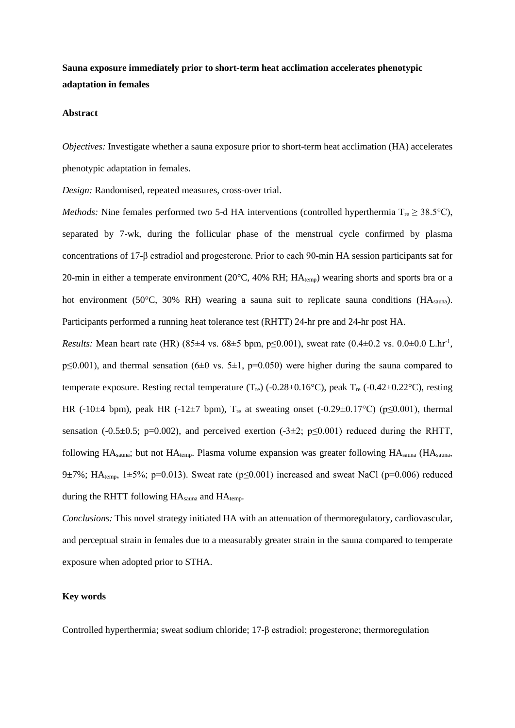**Sauna exposure immediately prior to short-term heat acclimation accelerates phenotypic adaptation in females**

**Abstract**

*Objectives:* Investigate whether a sauna exposure prior to short-term heat acclimation (HA) accelerates phenotypic adaptation in females.

*Design:* Randomised, repeated measures, cross-over trial.

*Methods:* Nine females performed two 5-d HA interventions (controlled hyperthermia $T_{re} \geq 38.5°C$), separated by 7-wk, during the follicular phase of the menstrual cycle confirmed by plasma concentrations of 17-β estradiol and progesterone. Prior to each 90-min HA session participants sat for 20-min in either a temperate environment (20°C, 40% RH; $HA_{temp}$) wearing shorts and sports bra or a hot environment (50°C, 30% RH) wearing a sauna suit to replicate sauna conditions ($HA_{sauna}$). Participants performed a running heat tolerance test (RHTT) 24-hr pre and 24-hr post HA.

*Results:* Mean heart rate (HR) (85±4 vs. 68±5 bpm, $p \leq 0.001$), sweat rate (0.4±0.2 vs. 0.0±0.0 $L.hr^{-1}$, $p \leq 0.001$), and thermal sensation (6±0 vs. 5±1, $p=0.050$) were higher during the sauna compared to temperate exposure. Resting rectal temperature ($T_{re}$) (-0.28±0.16°C), peak $T_{re}$ (-0.42±0.22°C), resting HR (-10±4 bpm), peak HR (-12±7 bpm), $T_{re}$ at sweating onset (-0.29±0.17°C) ($p \leq 0.001$), thermal sensation (-0.5±0.5; $p=0.002$), and perceived exertion (-3±2; $p \leq 0.001$) reduced during the RHTT, following $HA_{sauna}$; but not $HA_{temp}$. Plasma volume expansion was greater following $HA_{sauna}$ ($HA_{sauna}$, 9±7%; $HA_{temp}$, 1±5%; $p=0.013$). Sweat rate ($p \leq 0.001$) increased and sweat NaCl ($p=0.006$) reduced during the RHTT following $HA_{sauna}$ and $HA_{temp}$.

*Conclusions:* This novel strategy initiated HA with an attenuation of thermoregulatory, cardiovascular, and perceptual strain in females due to a measurably greater strain in the sauna compared to temperate exposure when adopted prior to STHA.

**Key words**

Controlled hyperthermia; sweat sodium chloride; 17-β estradiol; progesterone; thermoregulation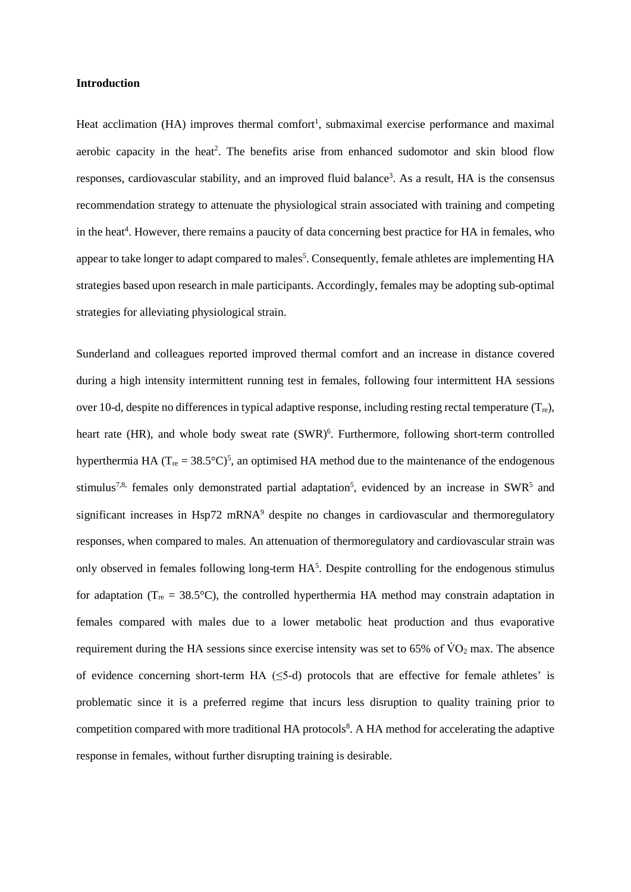**Introduction**

Heat acclimation (HA) improves thermal comfort[1], submaximal exercise performance and maximal aerobic capacity in the heat[2]. The benefits arise from enhanced sudomotor and skin blood flow responses, cardiovascular stability, and an improved fluid balance[3]. As a result, HA is the consensus recommendation strategy to attenuate the physiological strain associated with training and competing in the heat[4]. However, there remains a paucity of data concerning best practice for HA in females, who appear to take longer to adapt compared to males[5]. Consequently, female athletes are implementing HA strategies based upon research in male participants. Accordingly, females may be adopting sub-optimal strategies for alleviating physiological strain.

Sunderland and colleagues reported improved thermal comfort and an increase in distance covered during a high intensity intermittent running test in females, following four intermittent HA sessions over 10-d, despite no differences in typical adaptive response, including resting rectal temperature ($T_{re}$), heart rate (HR), and whole body sweat rate (SWR)[6]. Furthermore, following short-term controlled hyperthermia HA ($T_{re}$ = 38.5°C)[5], an optimised HA method due to the maintenance of the endogenous stimulus[7,8], females only demonstrated partial adaptation[5], evidenced by an increase in SWR[5] and significant increases in Hsp72 mRNA[9] despite no changes in cardiovascular and thermoregulatory responses, when compared to males. An attenuation of thermoregulatory and cardiovascular strain was only observed in females following long-term HA[5]. Despite controlling for the endogenous stimulus for adaptation ($T_{re}$ = 38.5°C), the controlled hyperthermia HA method may constrain adaptation in females compared with males due to a lower metabolic heat production and thus evaporative requirement during the HA sessions since exercise intensity was set to 65% of $\dot{V}O_2$ max. The absence of evidence concerning short-term HA (≤5-d) protocols that are effective for female athletes' is problematic since it is a preferred regime that incurs less disruption to quality training prior to competition compared with more traditional HA protocols[8]. A HA method for accelerating the adaptive response in females, without further disrupting training is desirable.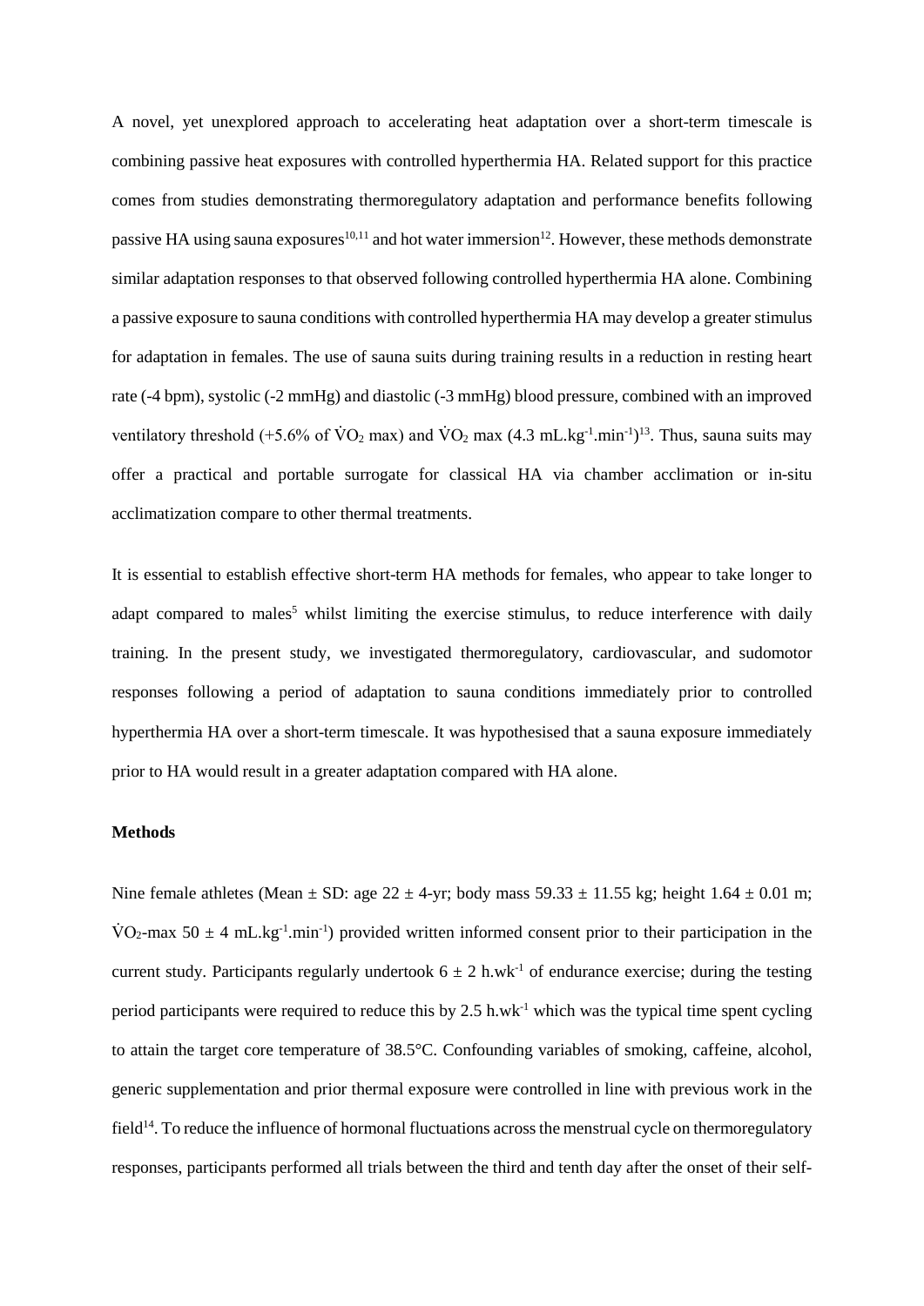A novel, yet unexplored approach to accelerating heat adaptation over a short-term timescale is combining passive heat exposures with controlled hyperthermia HA. Related support for this practice comes from studies demonstrating thermoregulatory adaptation and performance benefits following passive HA using sauna exposures[10,11] and hot water immersion[12]. However, these methods demonstrate similar adaptation responses to that observed following controlled hyperthermia HA alone. Combining a passive exposure to sauna conditions with controlled hyperthermia HA may develop a greater stimulus for adaptation in females. The use of sauna suits during training results in a reduction in resting heart rate (-4 bpm), systolic (-2 mmHg) and diastolic (-3 mmHg) blood pressure, combined with an improved ventilatory threshold (+5.6% of $\dot{V}O_2$ max) and $\dot{V}O_2$ max (4.3 $mL.kg^{-1}.min^{-1}$)[13]. Thus, sauna suits may offer a practical and portable surrogate for classical HA via chamber acclimation or in-situ acclimatization compare to other thermal treatments.

It is essential to establish effective short-term HA methods for females, who appear to take longer to adapt compared to males[5] whilst limiting the exercise stimulus, to reduce interference with daily training. In the present study, we investigated thermoregulatory, cardiovascular, and sudomotor responses following a period of adaptation to sauna conditions immediately prior to controlled hyperthermia HA over a short-term timescale. It was hypothesised that a sauna exposure immediately prior to HA would result in a greater adaptation compared with HA alone.

**Methods**

Nine female athletes (Mean ± SD: age 22 ± 4-yr; body mass 59.33 ± 11.55 kg; height 1.64 ± 0.01 m; $\dot{V}O_2$-max 50 ± 4 $mL.kg^{-1}.min^{-1}$) provided written informed consent prior to their participation in the current study. Participants regularly undertook 6 ± 2 $h.wk^{-1}$ of endurance exercise; during the testing period participants were required to reduce this by 2.5 $h.wk^{-1}$ which was the typical time spent cycling to attain the target core temperature of 38.5°C. Confounding variables of smoking, caffeine, alcohol, generic supplementation and prior thermal exposure were controlled in line with previous work in the field[14]. To reduce the influence of hormonal fluctuations across the menstrual cycle on thermoregulatory responses, participants performed all trials between the third and tenth day after the onset of their self-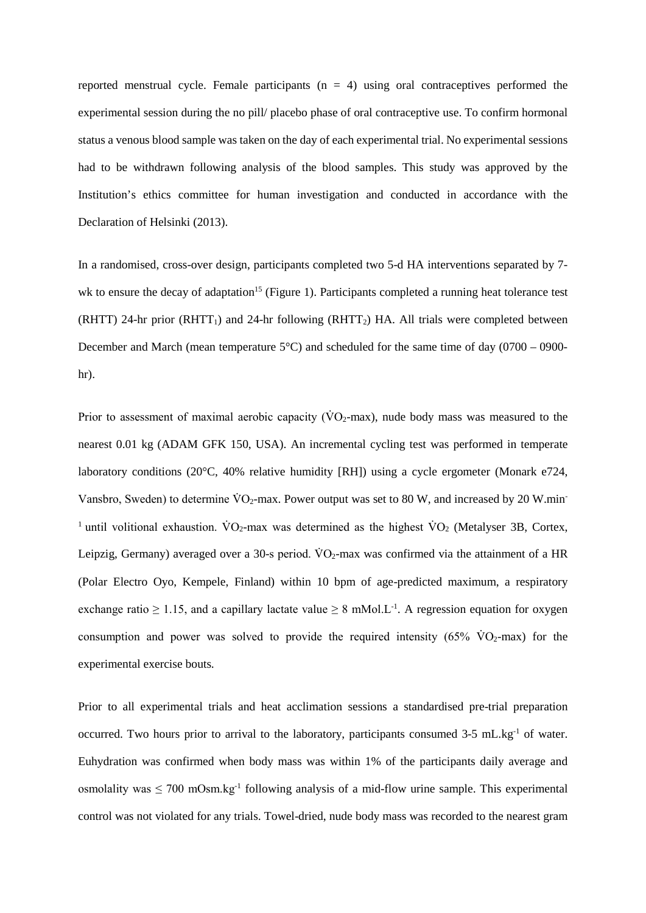reported menstrual cycle. Female participants (n = 4) using oral contraceptives performed the experimental session during the no pill/ placebo phase of oral contraceptive use. To confirm hormonal status a venous blood sample was taken on the day of each experimental trial. No experimental sessions had to be withdrawn following analysis of the blood samples. This study was approved by the Institution's ethics committee for human investigation and conducted in accordance with the Declaration of Helsinki (2013).

In a randomised, cross-over design, participants completed two 5-d HA interventions separated by 7-wk to ensure the decay of adaptation[15] (Figure 1). Participants completed a running heat tolerance test (RHTT) 24-hr prior ($RHTT_1$) and 24-hr following ($RHTT_2$) HA. All trials were completed between December and March (mean temperature 5°C) and scheduled for the same time of day (0700 – 0900-hr).

Prior to assessment of maximal aerobic capacity ($\dot{V}O_2$-max), nude body mass was measured to the nearest 0.01 kg (ADAM GFK 150, USA). An incremental cycling test was performed in temperate laboratory conditions (20°C, 40% relative humidity [RH]) using a cycle ergometer (Monark e724, Vansbro, Sweden) to determine $\dot{V}O_2$-max. Power output was set to 80 W, and increased by 20 $W.min^{-1}$ until volitional exhaustion. $\dot{V}O_2$-max was determined as the highest $\dot{V}O_2$ (Metalyser 3B, Cortex, Leipzig, Germany) averaged over a 30-s period. $\dot{V}O_2$-max was confirmed via the attainment of a HR (Polar Electro Oyo, Kempele, Finland) within 10 bpm of age-predicted maximum, a respiratory exchange ratio $\geq 1.15$, and a capillary lactate value $\geq 8$ $mMol.L^{-1}$. A regression equation for oxygen consumption and power was solved to provide the required intensity (65% $\dot{V}O_2$-max) for the experimental exercise bouts.

Prior to all experimental trials and heat acclimation sessions a standardised pre-trial preparation occurred. Two hours prior to arrival to the laboratory, participants consumed 3-5 $mL.kg^{-1}$ of water. Euhydration was confirmed when body mass was within 1% of the participants daily average and osmolality was $\leq 700$ $mOsm.kg^{-1}$ following analysis of a mid-flow urine sample. This experimental control was not violated for any trials. Towel-dried, nude body mass was recorded to the nearest gram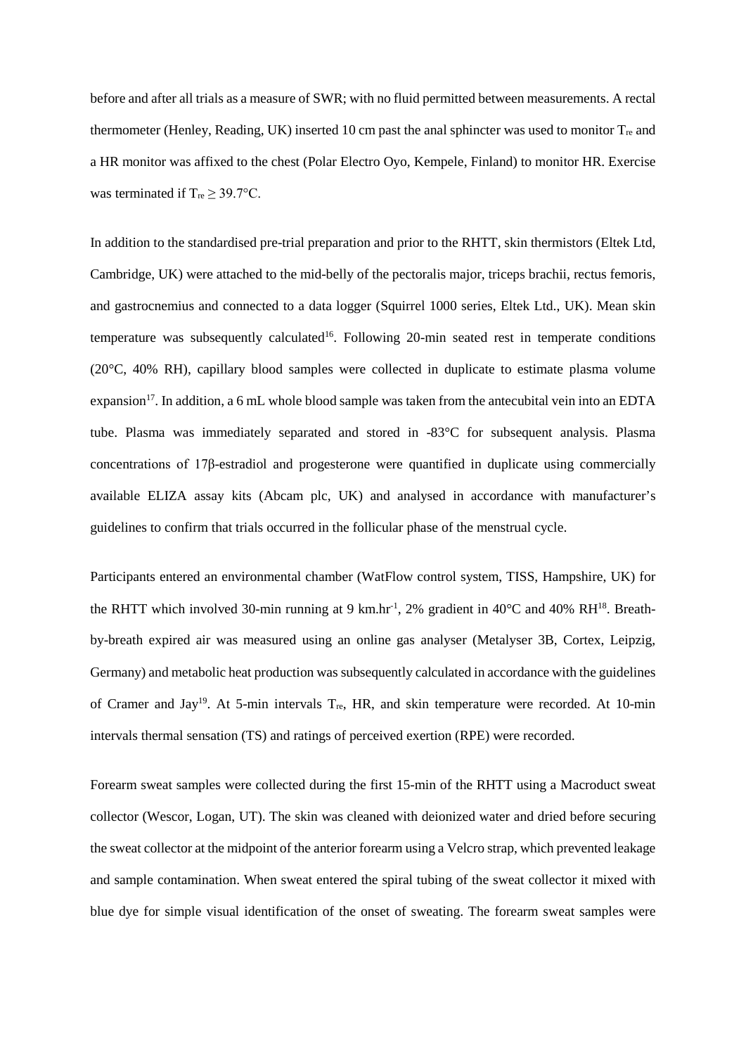before and after all trials as a measure of SWR; with no fluid permitted between measurements. A rectal thermometer (Henley, Reading, UK) inserted 10 cm past the anal sphincter was used to monitor $T_{re}$ and a HR monitor was affixed to the chest (Polar Electro Oyo, Kempele, Finland) to monitor HR. Exercise was terminated if $T_{re} \geq 39.7°C$.

In addition to the standardised pre-trial preparation and prior to the RHTT, skin thermistors (Eltek Ltd, Cambridge, UK) were attached to the mid-belly of the pectoralis major, triceps brachii, rectus femoris, and gastrocnemius and connected to a data logger (Squirrel 1000 series, Eltek Ltd., UK). Mean skin temperature was subsequently calculated[16]. Following 20-min seated rest in temperate conditions (20°C, 40% RH), capillary blood samples were collected in duplicate to estimate plasma volume expansion[17]. In addition, a 6 mL whole blood sample was taken from the antecubital vein into an EDTA tube. Plasma was immediately separated and stored in -83°C for subsequent analysis. Plasma concentrations of 17β-estradiol and progesterone were quantified in duplicate using commercially available ELIZA assay kits (Abcam plc, UK) and analysed in accordance with manufacturer's guidelines to confirm that trials occurred in the follicular phase of the menstrual cycle.

Participants entered an environmental chamber (WatFlow control system, TISS, Hampshire, UK) for the RHTT which involved 30-min running at 9 $km.hr^{-1}$, 2% gradient in 40°C and 40% RH[18]. Breath-by-breath expired air was measured using an online gas analyser (Metalyser 3B, Cortex, Leipzig, Germany) and metabolic heat production was subsequently calculated in accordance with the guidelines of Cramer and Jay[19]. At 5-min intervals $T_{re}$, HR, and skin temperature were recorded. At 10-min intervals thermal sensation (TS) and ratings of perceived exertion (RPE) were recorded.

Forearm sweat samples were collected during the first 15-min of the RHTT using a Macroduct sweat collector (Wescor, Logan, UT). The skin was cleaned with deionized water and dried before securing the sweat collector at the midpoint of the anterior forearm using a Velcro strap, which prevented leakage and sample contamination. When sweat entered the spiral tubing of the sweat collector it mixed with blue dye for simple visual identification of the onset of sweating. The forearm sweat samples were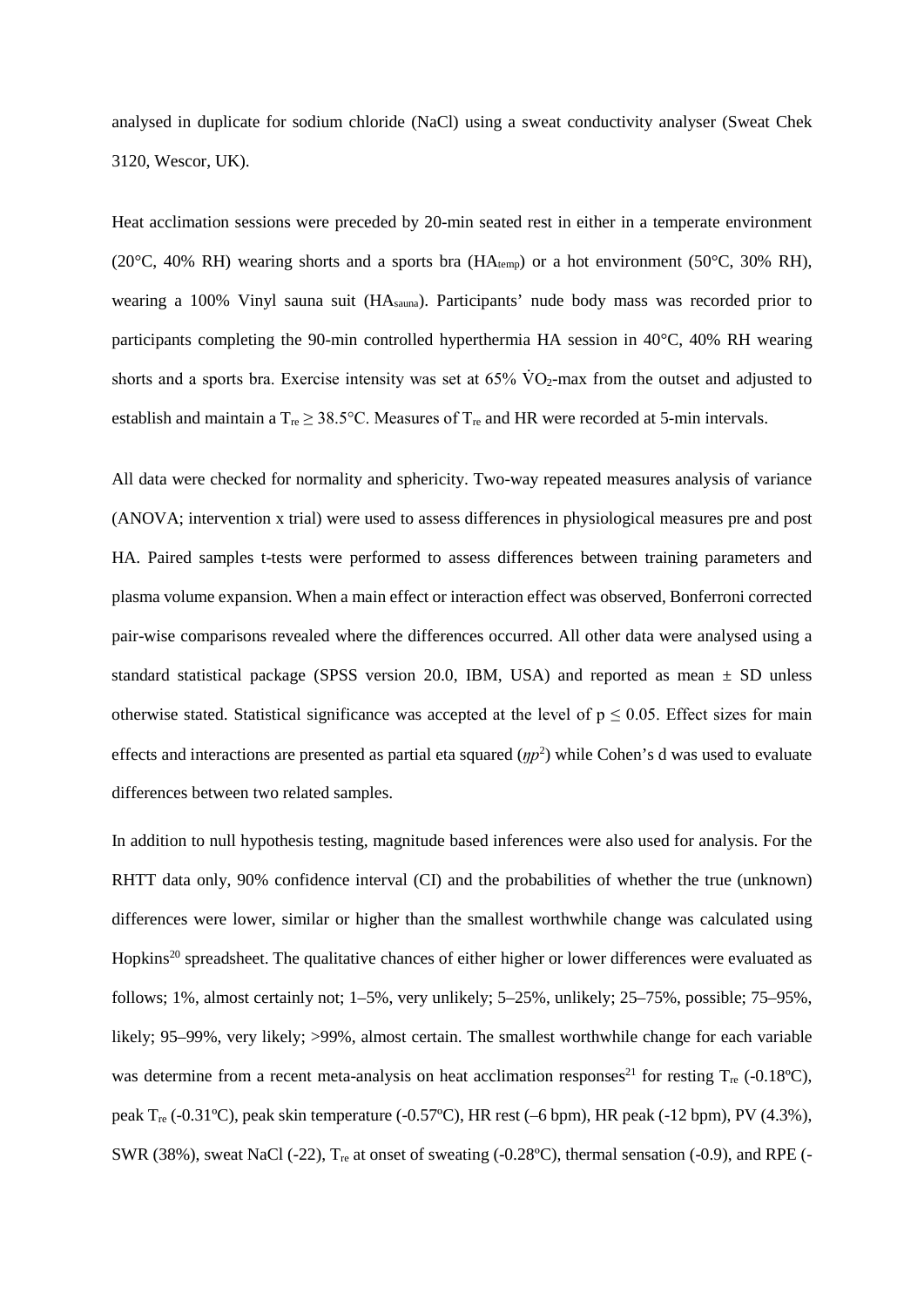analysed in duplicate for sodium chloride (NaCl) using a sweat conductivity analyser (Sweat Chek 3120, Wescor, UK).

Heat acclimation sessions were preceded by 20-min seated rest in either in a temperate environment (20°C, 40% RH) wearing shorts and a sports bra ($HA_{temp}$) or a hot environment (50°C, 30% RH), wearing a 100% Vinyl sauna suit ($HA_{sauna}$). Participants' nude body mass was recorded prior to participants completing the 90-min controlled hyperthermia HA session in 40°C, 40% RH wearing shorts and a sports bra. Exercise intensity was set at 65% $\dot{V}O_2$-max from the outset and adjusted to establish and maintain a $T_{re} \geq 38.5$°C. Measures of $T_{re}$ and HR were recorded at 5-min intervals.

All data were checked for normality and sphericity. Two-way repeated measures analysis of variance (ANOVA; intervention x trial) were used to assess differences in physiological measures pre and post HA. Paired samples t-tests were performed to assess differences between training parameters and plasma volume expansion. When a main effect or interaction effect was observed, Bonferroni corrected pair-wise comparisons revealed where the differences occurred. All other data were analysed using a standard statistical package (SPSS version 20.0, IBM, USA) and reported as mean ± SD unless otherwise stated. Statistical significance was accepted at the level of $p \leq 0.05$. Effect sizes for main effects and interactions are presented as partial eta squared ($\eta p^2$) while Cohen's d was used to evaluate differences between two related samples.

In addition to null hypothesis testing, magnitude based inferences were also used for analysis. For the RHTT data only, 90% confidence interval (CI) and the probabilities of whether the true (unknown) differences were lower, similar or higher than the smallest worthwhile change was calculated using Hopkins[20] spreadsheet. The qualitative chances of either higher or lower differences were evaluated as follows; 1%, almost certainly not; 1–5%, very unlikely; 5–25%, unlikely; 25–75%, possible; 75–95%, likely; 95–99%, very likely; >99%, almost certain. The smallest worthwhile change for each variable was determine from a recent meta-analysis on heat acclimation responses[21] for resting $T_{re}$ (-0.18ºC), peak $T_{re}$ (-0.31ºC), peak skin temperature (-0.57ºC), HR rest (–6 bpm), HR peak (-12 bpm), PV (4.3%), SWR (38%), sweat NaCl (-22), $T_{re}$ at onset of sweating (-0.28ºC), thermal sensation (-0.9), and RPE (-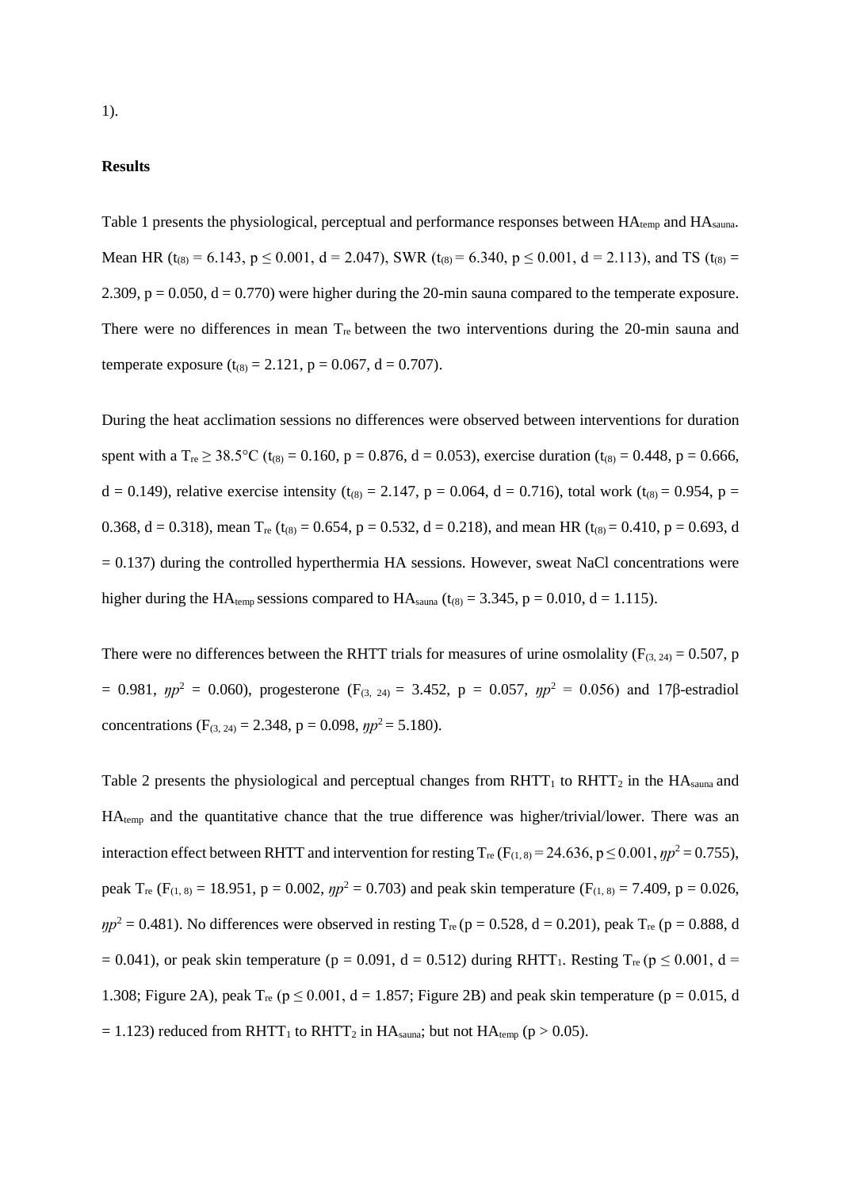1).

## Results

Table 1 presents the physiological, perceptual and performance responses between $HA_{temp}$ and $HA_{sauna}$. Mean HR ($t_{(8)} = 6.143$, $p \leq 0.001$, $d = 2.047$), SWR ($t_{(8)} = 6.340$, $p \leq 0.001$, $d = 2.113$), and TS ($t_{(8)} = 2.309$, $p = 0.050$, $d = 0.770$) were higher during the 20-min sauna compared to the temperate exposure. There were no differences in mean $T_{re}$ between the two interventions during the 20-min sauna and temperate exposure ($t_{(8)} = 2.121$, $p = 0.067$, $d = 0.707$).

During the heat acclimation sessions no differences were observed between interventions for duration spent with a $T_{re} \geq 38.5°C$ ($t_{(8)} = 0.160$, $p = 0.876$, $d = 0.053$), exercise duration ($t_{(8)} = 0.448$, $p = 0.666$, $d = 0.149$), relative exercise intensity ($t_{(8)} = 2.147$, $p = 0.064$, $d = 0.716$), total work ($t_{(8)} = 0.954$, $p = 0.368$, $d = 0.318$), mean $T_{re}$ ($t_{(8)} = 0.654$, $p = 0.532$, $d = 0.218$), and mean HR ($t_{(8)} = 0.410$, $p = 0.693$, $d = 0.137$) during the controlled hyperthermia HA sessions. However, sweat NaCl concentrations were higher during the $HA_{temp}$ sessions compared to $HA_{sauna}$ ($t_{(8)} = 3.345$, $p = 0.010$, $d = 1.115$).

There were no differences between the RHTT trials for measures of urine osmolality ($F_{(3, 24)} = 0.507$, $p = 0.981$, $\eta p^2 = 0.060$), progesterone ($F_{(3, 24)} = 3.452$, $p = 0.057$, $\eta p^2 = 0.056$) and 17β-estradiol concentrations ($F_{(3, 24)} = 2.348$, $p = 0.098$, $\eta p^2 = 5.180$).

Table 2 presents the physiological and perceptual changes from $RHTT_1$ to $RHTT_2$ in the $HA_{sauna}$ and $HA_{temp}$ and the quantitative chance that the true difference was higher/trivial/lower. There was an interaction effect between RHTT and intervention for resting $T_{re}$ ($F_{(1, 8)} = 24.636$, $p \leq 0.001$, $\eta p^2 = 0.755$), peak $T_{re}$ ($F_{(1, 8)} = 18.951$, $p = 0.002$, $\eta p^2 = 0.703$) and peak skin temperature ($F_{(1, 8)} = 7.409$, $p = 0.026$, $\eta p^2 = 0.481$). No differences were observed in resting $T_{re}$ ($p = 0.528$, $d = 0.201$), peak $T_{re}$ ($p = 0.888$, $d = 0.041$), or peak skin temperature ($p = 0.091$, $d = 0.512$) during $RHTT_1$. Resting $T_{re}$ ($p \leq 0.001$, $d = 1.308$; Figure 2A), peak $T_{re}$ ($p \leq 0.001$, $d = 1.857$; Figure 2B) and peak skin temperature ($p = 0.015$, $d = 1.123$) reduced from $RHTT_1$ to $RHTT_2$ in $HA_{sauna}$; but not $HA_{temp}$ ($p > 0.05$).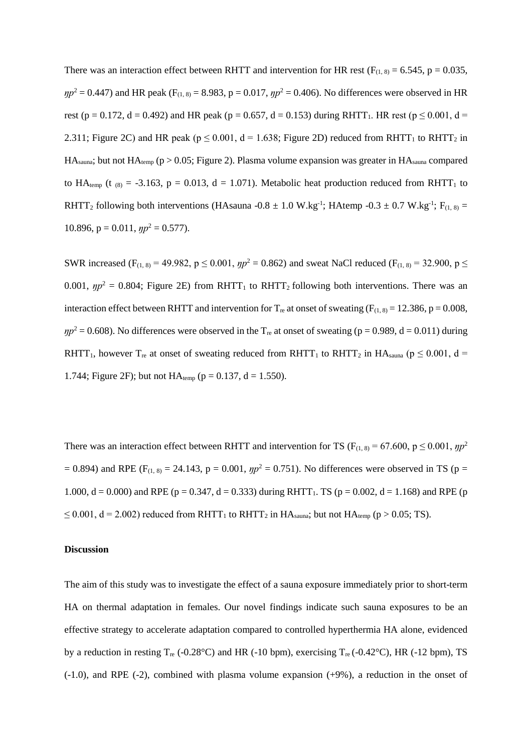There was an interaction effect between RHTT and intervention for HR rest ($F_{(1, 8)} = 6.545$, $p = 0.035$, $\eta p^2 = 0.447$) and HR peak ($F_{(1, 8)} = 8.983$, $p = 0.017$, $\eta p^2 = 0.406$). No differences were observed in HR rest ($p = 0.172$, $d = 0.492$) and HR peak ($p = 0.657$, $d = 0.153$) during $RHTT_1$. HR rest ($p \leq 0.001$, $d = 2.311$; Figure 2C) and HR peak ($p \leq 0.001$, $d = 1.638$; Figure 2D) reduced from $RHTT_1$ to $RHTT_2$ in $HA_{sauna}$; but not $HA_{temp}$ ($p > 0.05$; Figure 2). Plasma volume expansion was greater in $HA_{sauna}$ compared to $HA_{temp}$ ($t_{(8)} = -3.163$, $p = 0.013$, $d = 1.071$). Metabolic heat production reduced from $RHTT_1$ to $RHTT_2$ following both interventions (HAsauna $-0.8 \pm 1.0$ $W.kg^{-1}$; HAtemp $-0.3 \pm 0.7$ $W.kg^{-1}$; $F_{(1, 8)} = 10.896$, $p = 0.011$, $\eta p^2 = 0.577$).

SWR increased ($F_{(1, 8)} = 49.982$, $p \leq 0.001$, $\eta p^2 = 0.862$) and sweat NaCl reduced ($F_{(1, 8)} = 32.900$, $p \leq 0.001$, $\eta p^2 = 0.804$; Figure 2E) from $RHTT_1$ to $RHTT_2$ following both interventions. There was an interaction effect between RHTT and intervention for $T_{re}$ at onset of sweating ($F_{(1, 8)} = 12.386$, $p = 0.008$, $\eta p^2 = 0.608$). No differences were observed in the $T_{re}$ at onset of sweating ($p = 0.989$, $d = 0.011$) during $RHTT_1$, however $T_{re}$ at onset of sweating reduced from $RHTT_1$ to $RHTT_2$ in $HA_{sauna}$ ($p \leq 0.001$, $d = 1.744$; Figure 2F); but not $HA_{temp}$ ($p = 0.137$, $d = 1.550$).

There was an interaction effect between RHTT and intervention for TS ($F_{(1, 8)} = 67.600$, $p \leq 0.001$, $\eta p^2 = 0.894$) and RPE ($F_{(1, 8)} = 24.143$, $p = 0.001$, $\eta p^2 = 0.751$). No differences were observed in TS ($p = 1.000$, $d = 0.000$) and RPE ($p = 0.347$, $d = 0.333$) during $RHTT_1$. TS ($p = 0.002$, $d = 1.168$) and RPE ($p \leq 0.001$, $d = 2.002$) reduced from $RHTT_1$ to $RHTT_2$ in $HA_{sauna}$; but not $HA_{temp}$ ($p > 0.05$; TS).

**Discussion**

The aim of this study was to investigate the effect of a sauna exposure immediately prior to short-term HA on thermal adaptation in females. Our novel findings indicate such sauna exposures to be an effective strategy to accelerate adaptation compared to controlled hyperthermia HA alone, evidenced by a reduction in resting $T_{re}$ (-0.28°C) and HR (-10 bpm), exercising $T_{re}$ (-0.42°C), HR (-12 bpm), TS (-1.0), and RPE (-2), combined with plasma volume expansion (+9%), a reduction in the onset of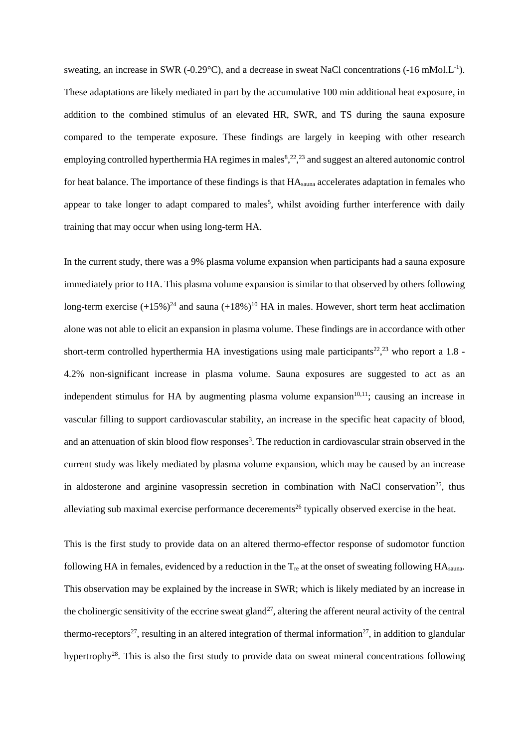sweating, an increase in SWR (-0.29°C), and a decrease in sweat NaCl concentrations (-16 mMol.$L^{-1}$). These adaptations are likely mediated in part by the accumulative 100 min additional heat exposure, in addition to the combined stimulus of an elevated HR, SWR, and TS during the sauna exposure compared to the temperate exposure. These findings are largely in keeping with other research employing controlled hyperthermia HA regimes in males[8,22,23] and suggest an altered autonomic control for heat balance. The importance of these findings is that $HA_{sauna}$ accelerates adaptation in females who appear to take longer to adapt compared to males[5], whilst avoiding further interference with daily training that may occur when using long-term HA.

In the current study, there was a 9% plasma volume expansion when participants had a sauna exposure immediately prior to HA. This plasma volume expansion is similar to that observed by others following long-term exercise (+15%)[24] and sauna (+18%)[10] HA in males. However, short term heat acclimation alone was not able to elicit an expansion in plasma volume. These findings are in accordance with other short-term controlled hyperthermia HA investigations using male participants[22,23] who report a 1.8 - 4.2% non-significant increase in plasma volume. Sauna exposures are suggested to act as an independent stimulus for HA by augmenting plasma volume expansion[10,11]; causing an increase in vascular filling to support cardiovascular stability, an increase in the specific heat capacity of blood, and an attenuation of skin blood flow responses[3]. The reduction in cardiovascular strain observed in the current study was likely mediated by plasma volume expansion, which may be caused by an increase in aldosterone and arginine vasopressin secretion in combination with NaCl conservation[25], thus alleviating sub maximal exercise performance decerements[26] typically observed exercise in the heat.

This is the first study to provide data on an altered thermo-effector response of sudomotor function following HA in females, evidenced by a reduction in the $T_{re}$ at the onset of sweating following $HA_{sauna}$. This observation may be explained by the increase in SWR; which is likely mediated by an increase in the cholinergic sensitivity of the eccrine sweat gland[27], altering the afferent neural activity of the central thermo-receptors[27], resulting in an altered integration of thermal information[27], in addition to glandular hypertrophy[28]. This is also the first study to provide data on sweat mineral concentrations following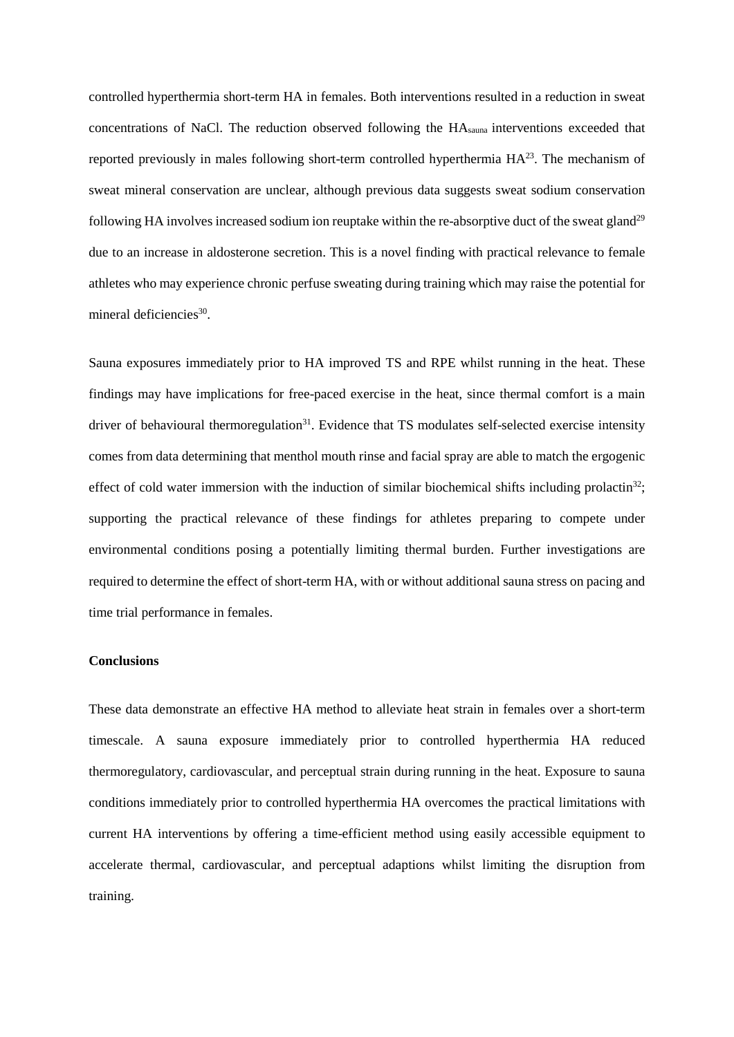controlled hyperthermia short-term HA in females. Both interventions resulted in a reduction in sweat concentrations of NaCl. The reduction observed following the $HA_{sauna}$ interventions exceeded that reported previously in males following short-term controlled hyperthermia HA[23]. The mechanism of sweat mineral conservation are unclear, although previous data suggests sweat sodium conservation following HA involves increased sodium ion reuptake within the re-absorptive duct of the sweat gland[29] due to an increase in aldosterone secretion. This is a novel finding with practical relevance to female athletes who may experience chronic perfuse sweating during training which may raise the potential for mineral deficiencies[30].

Sauna exposures immediately prior to HA improved TS and RPE whilst running in the heat. These findings may have implications for free-paced exercise in the heat, since thermal comfort is a main driver of behavioural thermoregulation[31]. Evidence that TS modulates self-selected exercise intensity comes from data determining that menthol mouth rinse and facial spray are able to match the ergogenic effect of cold water immersion with the induction of similar biochemical shifts including prolactin[32]; supporting the practical relevance of these findings for athletes preparing to compete under environmental conditions posing a potentially limiting thermal burden. Further investigations are required to determine the effect of short-term HA, with or without additional sauna stress on pacing and time trial performance in females.

## Conclusions

These data demonstrate an effective HA method to alleviate heat strain in females over a short-term timescale. A sauna exposure immediately prior to controlled hyperthermia HA reduced thermoregulatory, cardiovascular, and perceptual strain during running in the heat. Exposure to sauna conditions immediately prior to controlled hyperthermia HA overcomes the practical limitations with current HA interventions by offering a time-efficient method using easily accessible equipment to accelerate thermal, cardiovascular, and perceptual adaptions whilst limiting the disruption from training.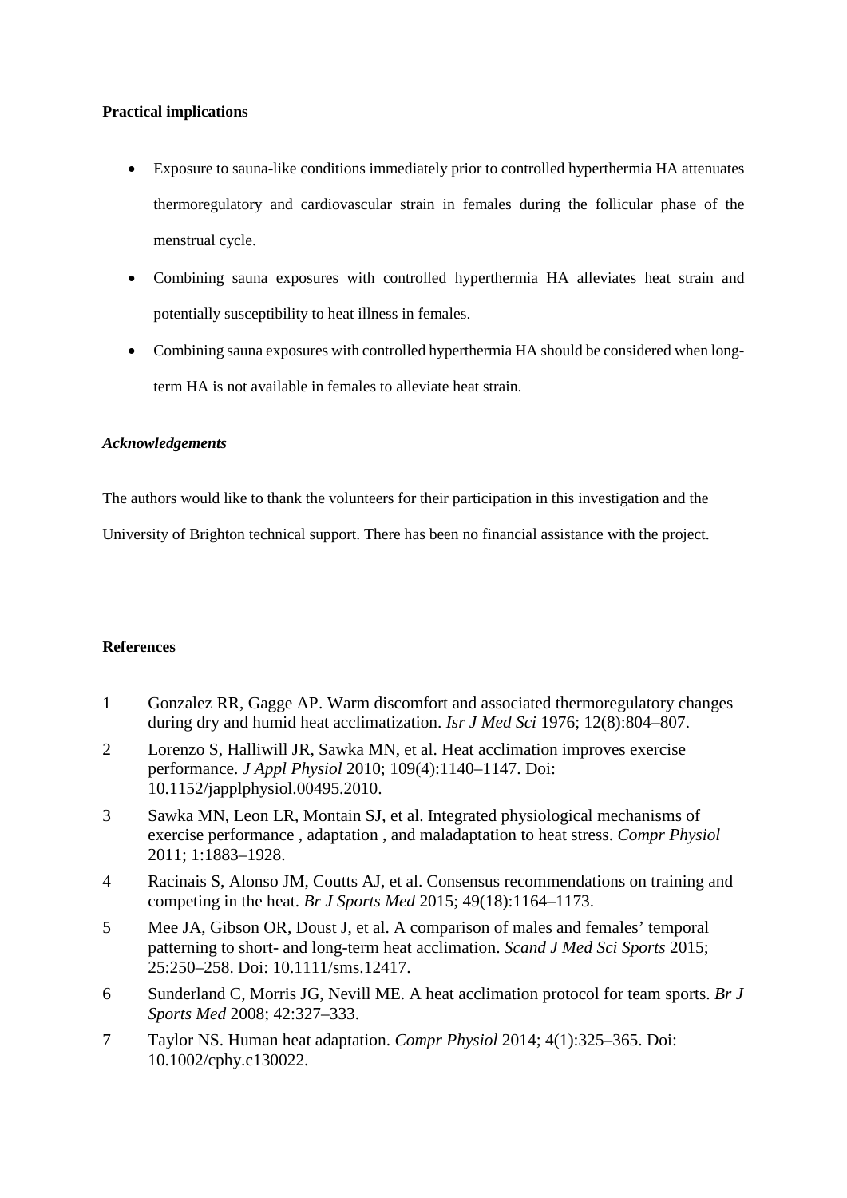**Practical implications**

- Exposure to sauna-like conditions immediately prior to controlled hyperthermia HA attenuates thermoregulatory and cardiovascular strain in females during the follicular phase of the menstrual cycle.
- Combining sauna exposures with controlled hyperthermia HA alleviates heat strain and potentially susceptibility to heat illness in females.
- Combining sauna exposures with controlled hyperthermia HA should be considered when long-term HA is not available in females to alleviate heat strain.

***Acknowledgements***

The authors would like to thank the volunteers for their participation in this investigation and the University of Brighton technical support. There has been no financial assistance with the project.

**References**

1. Gonzalez RR, Gagge AP. Warm discomfort and associated thermoregulatory changes during dry and humid heat acclimatization. *Isr J Med Sci* 1976; 12(8):804–807.
2. Lorenzo S, Halliwill JR, Sawka MN, et al. Heat acclimation improves exercise performance. *J Appl Physiol* 2010; 109(4):1140–1147. Doi: 10.1152/japplphysiol.00495.2010.
3. Sawka MN, Leon LR, Montain SJ, et al. Integrated physiological mechanisms of exercise performance , adaptation , and maladaptation to heat stress. *Compr Physiol* 2011; 1:1883–1928.
4. Racinais S, Alonso JM, Coutts AJ, et al. Consensus recommendations on training and competing in the heat. *Br J Sports Med* 2015; 49(18):1164–1173.
5. Mee JA, Gibson OR, Doust J, et al. A comparison of males and females' temporal patterning to short- and long-term heat acclimation. *Scand J Med Sci Sports* 2015; 25:250–258. Doi: 10.1111/sms.12417.
6. Sunderland C, Morris JG, Nevill ME. A heat acclimation protocol for team sports. *Br J Sports Med* 2008; 42:327–333.
7. Taylor NS. Human heat adaptation. *Compr Physiol* 2014; 4(1):325–365. Doi: 10.1002/cphy.c130022.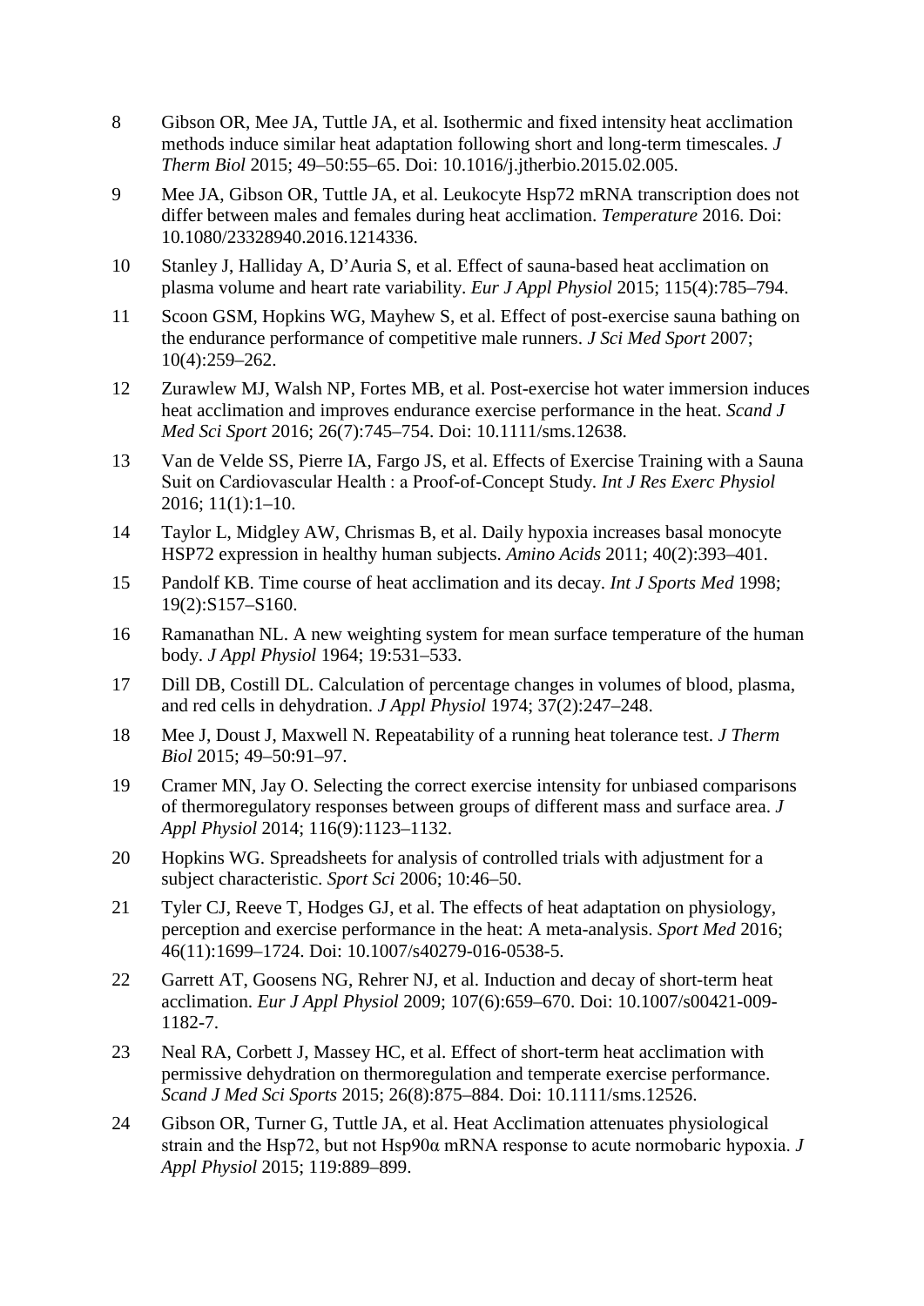8 Gibson OR, Mee JA, Tuttle JA, et al. Isothermic and fixed intensity heat acclimation methods induce similar heat adaptation following short and long-term timescales. *J Therm Biol* 2015; 49–50:55–65. Doi: 10.1016/j.jtherbio.2015.02.005.

9 Mee JA, Gibson OR, Tuttle JA, et al. Leukocyte Hsp72 mRNA transcription does not differ between males and females during heat acclimation. *Temperature* 2016. Doi: 10.1080/23328940.2016.1214336.

10 Stanley J, Halliday A, D'Auria S, et al. Effect of sauna-based heat acclimation on plasma volume and heart rate variability. *Eur J Appl Physiol* 2015; 115(4):785–794.

11 Scoon GSM, Hopkins WG, Mayhew S, et al. Effect of post-exercise sauna bathing on the endurance performance of competitive male runners. *J Sci Med Sport* 2007; 10(4):259–262.

12 Zurawlew MJ, Walsh NP, Fortes MB, et al. Post-exercise hot water immersion induces heat acclimation and improves endurance exercise performance in the heat. *Scand J Med Sci Sport* 2016; 26(7):745–754. Doi: 10.1111/sms.12638.

13 Van de Velde SS, Pierre IA, Fargo JS, et al. Effects of Exercise Training with a Sauna Suit on Cardiovascular Health : a Proof-of-Concept Study. *Int J Res Exerc Physiol* 2016; 11(1):1–10.

14 Taylor L, Midgley AW, Chrismas B, et al. Daily hypoxia increases basal monocyte HSP72 expression in healthy human subjects. *Amino Acids* 2011; 40(2):393–401.

15 Pandolf KB. Time course of heat acclimation and its decay. *Int J Sports Med* 1998; 19(2):S157–S160.

16 Ramanathan NL. A new weighting system for mean surface temperature of the human body. *J Appl Physiol* 1964; 19:531–533.

17 Dill DB, Costill DL. Calculation of percentage changes in volumes of blood, plasma, and red cells in dehydration. *J Appl Physiol* 1974; 37(2):247–248.

18 Mee J, Doust J, Maxwell N. Repeatability of a running heat tolerance test. *J Therm Biol* 2015; 49–50:91–97.

19 Cramer MN, Jay O. Selecting the correct exercise intensity for unbiased comparisons of thermoregulatory responses between groups of different mass and surface area. *J Appl Physiol* 2014; 116(9):1123–1132.

20 Hopkins WG. Spreadsheets for analysis of controlled trials with adjustment for a subject characteristic. *Sport Sci* 2006; 10:46–50.

21 Tyler CJ, Reeve T, Hodges GJ, et al. The effects of heat adaptation on physiology, perception and exercise performance in the heat: A meta-analysis. *Sport Med* 2016; 46(11):1699–1724. Doi: 10.1007/s40279-016-0538-5.

22 Garrett AT, Goosens NG, Rehrer NJ, et al. Induction and decay of short-term heat acclimation. *Eur J Appl Physiol* 2009; 107(6):659–670. Doi: 10.1007/s00421-009-1182-7.

23 Neal RA, Corbett J, Massey HC, et al. Effect of short-term heat acclimation with permissive dehydration on thermoregulation and temperate exercise performance. *Scand J Med Sci Sports* 2015; 26(8):875–884. Doi: 10.1111/sms.12526.

24 Gibson OR, Turner G, Tuttle JA, et al. Heat Acclimation attenuates physiological strain and the Hsp72, but not Hsp90α mRNA response to acute normobaric hypoxia. *J Appl Physiol* 2015; 119:889–899.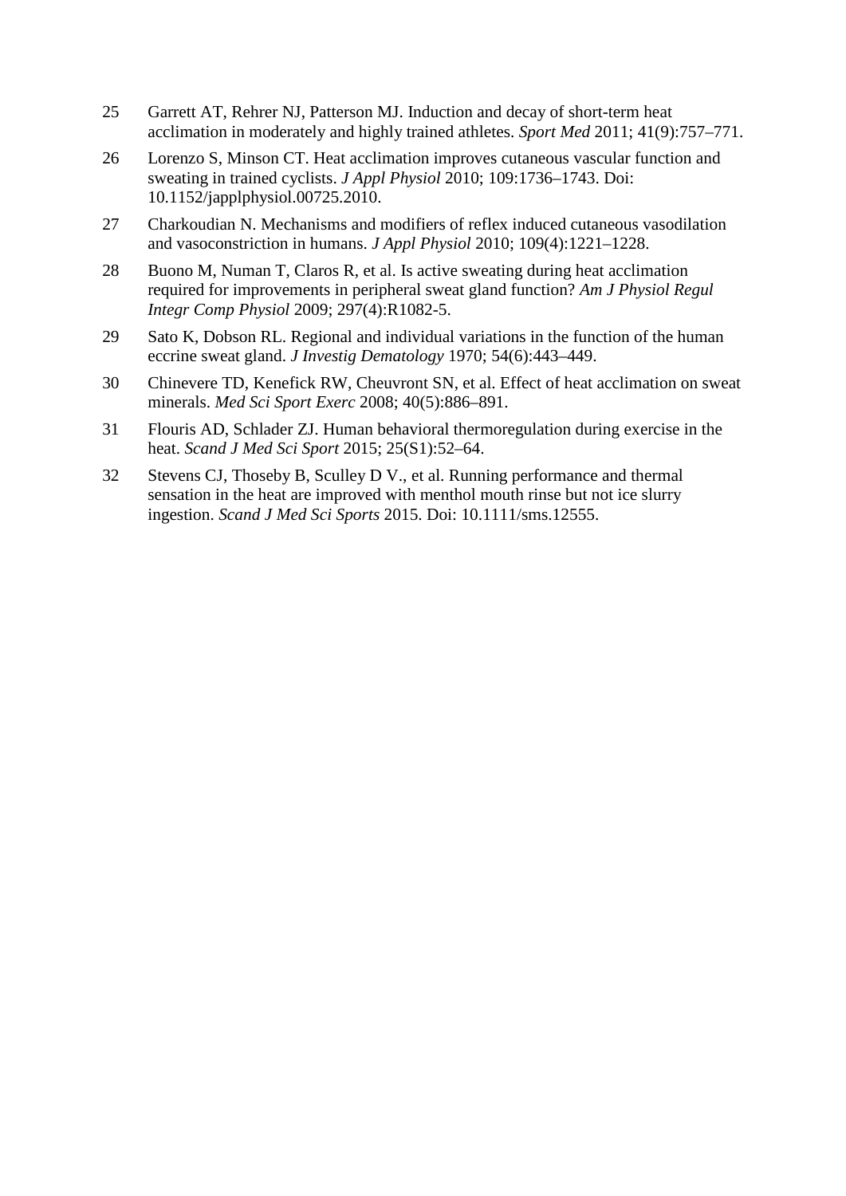25 Garrett AT, Rehrer NJ, Patterson MJ. Induction and decay of short-term heat acclimation in moderately and highly trained athletes. *Sport Med* 2011; 41(9):757–771.

26 Lorenzo S, Minson CT. Heat acclimation improves cutaneous vascular function and sweating in trained cyclists. *J Appl Physiol* 2010; 109:1736–1743. Doi: 10.1152/japplphysiol.00725.2010.

27 Charkoudian N. Mechanisms and modifiers of reflex induced cutaneous vasodilation and vasoconstriction in humans. *J Appl Physiol* 2010; 109(4):1221–1228.

28 Buono M, Numan T, Claros R, et al. Is active sweating during heat acclimation required for improvements in peripheral sweat gland function? *Am J Physiol Regul Integr Comp Physiol* 2009; 297(4):R1082-5.

29 Sato K, Dobson RL. Regional and individual variations in the function of the human eccrine sweat gland. *J Investig Dematology* 1970; 54(6):443–449.

30 Chinevere TD, Kenefick RW, Cheuvront SN, et al. Effect of heat acclimation on sweat minerals. *Med Sci Sport Exerc* 2008; 40(5):886–891.

31 Flouris AD, Schlader ZJ. Human behavioral thermoregulation during exercise in the heat. *Scand J Med Sci Sport* 2015; 25(S1):52–64.

32 Stevens CJ, Thoseby B, Sculley D V., et al. Running performance and thermal sensation in the heat are improved with menthol mouth rinse but not ice slurry ingestion. *Scand J Med Sci Sports* 2015. Doi: 10.1111/sms.12555.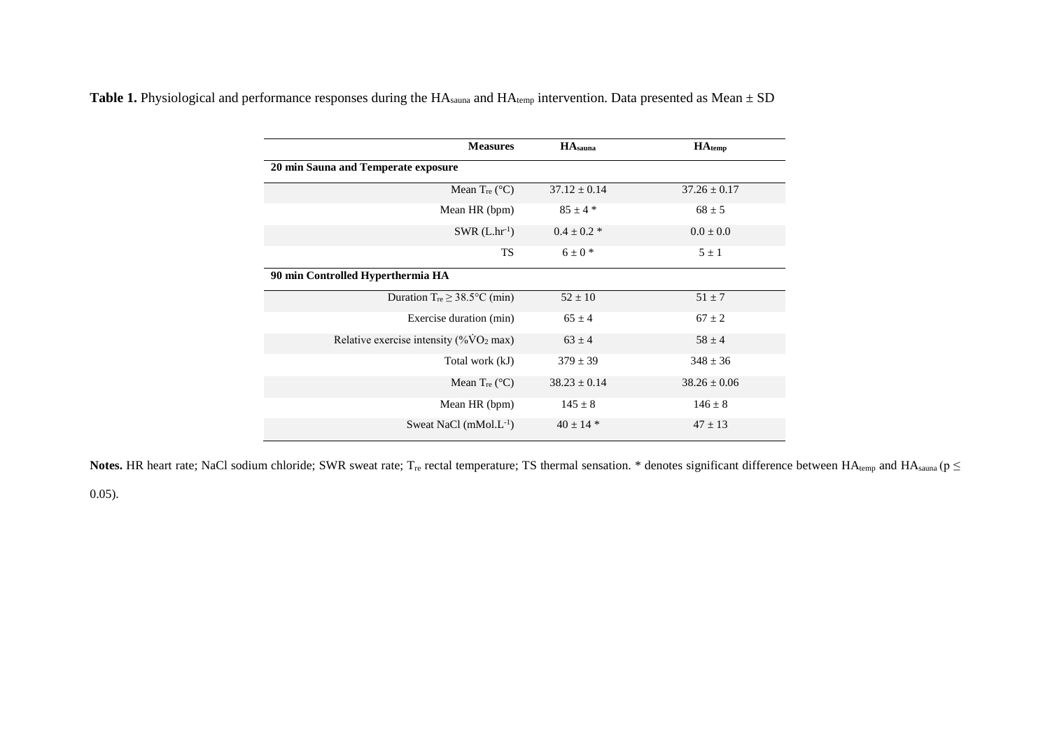**Table 1.** Physiological and performance responses during the $HA_{sauna}$ and $HA_{temp}$ intervention. Data presented as Mean ± SD

| Measures | $HA_{sauna}$ | $HA_{temp}$ |
|---|---|---|
| **20 min Sauna and Temperate exposure** | | |
| Mean $T_{re}$ (°C) | 37.12 ± 0.14 | 37.26 ± 0.17 |
| Mean HR (bpm) | 85 ± 4 * | 68 ± 5 |
| SWR ($L.hr^{-1}$) | 0.4 ± 0.2 * | 0.0 ± 0.0 |
| TS | 6 ± 0 * | 5 ± 1 |
| **90 min Controlled Hyperthermia HA** | | |
| Duration $T_{re} \geq 38.5$°C (min) | 52 ± 10 | 51 ± 7 |
| Exercise duration (min) | 65 ± 4 | 67 ± 2 |
| Relative exercise intensity (%$\dot{V}O_2$ max) | 63 ± 4 | 58 ± 4 |
| Total work (kJ) | 379 ± 39 | 348 ± 36 |
| Mean $T_{re}$ (°C) | 38.23 ± 0.14 | 38.26 ± 0.06 |
| Mean HR (bpm) | 145 ± 8 | 146 ± 8 |
| Sweat NaCl ($mMol.L^{-1}$) | 40 ± 14 * | 47 ± 13 |

**Notes.** HR heart rate; NaCl sodium chloride; SWR sweat rate; $T_{re}$ rectal temperature; TS thermal sensation. * denotes significant difference between $HA_{temp}$ and $HA_{sauna}$ ($p \leq 0.05$).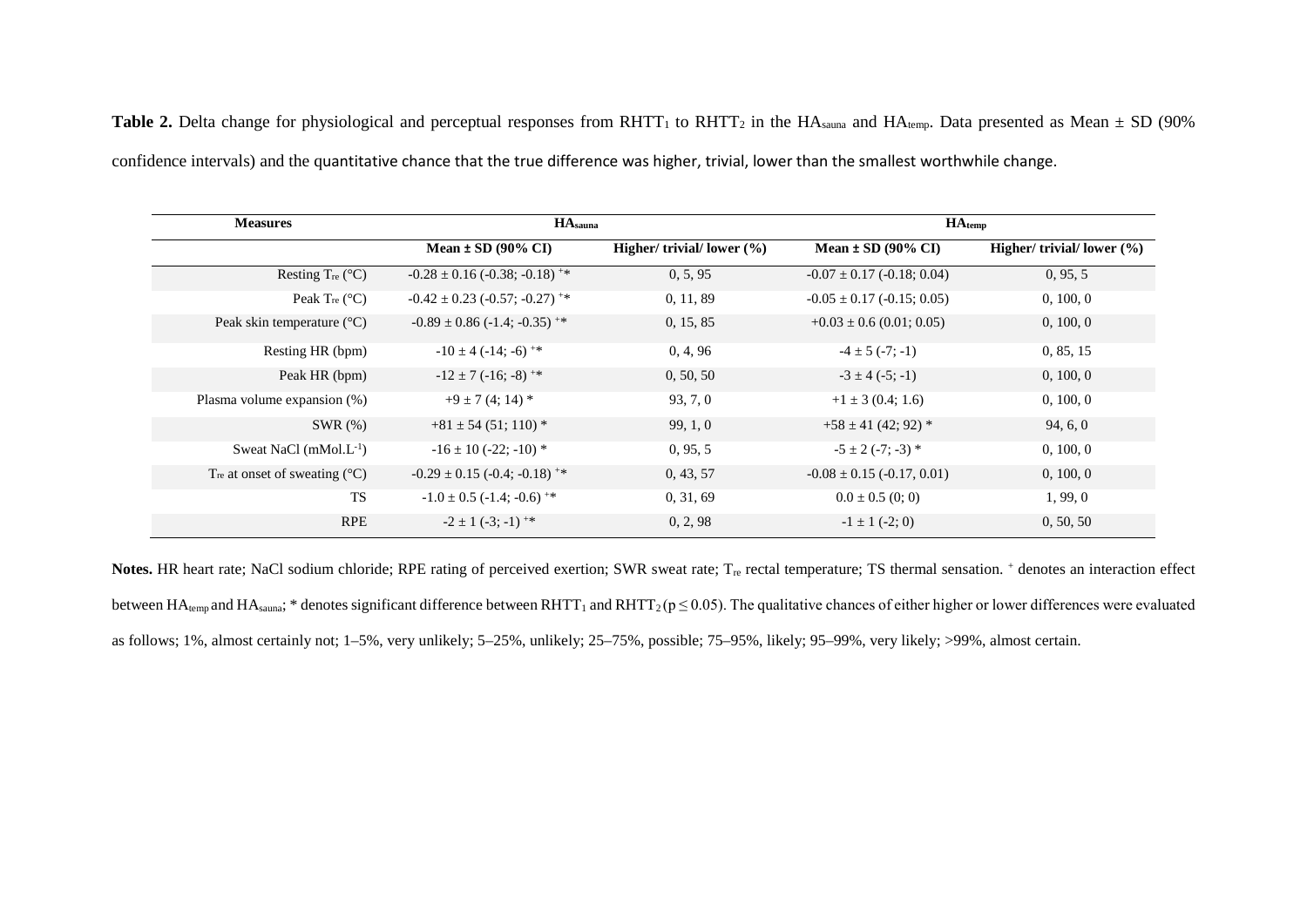**Table 2.** Delta change for physiological and perceptual responses from $RHTT_1$ to $RHTT_2$ in the $HA_{sauna}$ and $HA_{temp}$. Data presented as Mean ± SD (90% confidence intervals) and the quantitative chance that the true difference was higher, trivial, lower than the smallest worthwhile change.

| Measures | $HA_{sauna}$ | | $HA_{temp}$ | |
|---|---|---|---|---|
| | **Mean ± SD (90% CI)** | **Higher/ trivial/ lower (%)** | **Mean ± SD (90% CI)** | **Higher/ trivial/ lower (%)** |
| Resting $T_{re}$ (°C) | -0.28 ± 0.16 (-0.38; -0.18) [+]* | 0, 5, 95 | -0.07 ± 0.17 (-0.18; 0.04) | 0, 95, 5 |
| Peak $T_{re}$ (°C) | -0.42 ± 0.23 (-0.57; -0.27) [+]* | 0, 11, 89 | -0.05 ± 0.17 (-0.15; 0.05) | 0, 100, 0 |
| Peak skin temperature (°C) | -0.89 ± 0.86 (-1.4; -0.35) [+]* | 0, 15, 85 | +0.03 ± 0.6 (0.01; 0.05) | 0, 100, 0 |
| Resting HR (bpm) | -10 ± 4 (-14; -6) [+]* | 0, 4, 96 | -4 ± 5 (-7; -1) | 0, 85, 15 |
| Peak HR (bpm) | -12 ± 7 (-16; -8) [+]* | 0, 50, 50 | -3 ± 4 (-5; -1) | 0, 100, 0 |
| Plasma volume expansion (%) | +9 ± 7 (4; 14) * | 93, 7, 0 | +1 ± 3 (0.4; 1.6) | 0, 100, 0 |
| SWR (%) | +81 ± 54 (51; 110) * | 99, 1, 0 | +58 ± 41 (42; 92) * | 94, 6, 0 |
| Sweat NaCl ($mMol.L^{-1}$) | -16 ± 10 (-22; -10) * | 0, 95, 5 | -5 ± 2 (-7; -3) * | 0, 100, 0 |
| $T_{re}$ at onset of sweating (°C) | -0.29 ± 0.15 (-0.4; -0.18) [+]* | 0, 43, 57 | -0.08 ± 0.15 (-0.17, 0.01) | 0, 100, 0 |
| TS | -1.0 ± 0.5 (-1.4; -0.6) [+]* | 0, 31, 69 | 0.0 ± 0.5 (0; 0) | 1, 99, 0 |
| RPE | -2 ± 1 (-3; -1) [+]* | 0, 2, 98 | -1 ± 1 (-2; 0) | 0, 50, 50 |

**Notes.** HR heart rate; NaCl sodium chloride; RPE rating of perceived exertion; SWR sweat rate; $T_{re}$ rectal temperature; TS thermal sensation. [+] denotes an interaction effect between $HA_{temp}$ and $HA_{sauna}$; * denotes significant difference between $RHTT_1$ and $RHTT_2$ ($p \leq 0.05$). The qualitative chances of either higher or lower differences were evaluated as follows; 1%, almost certainly not; 1–5%, very unlikely; 5–25%, unlikely; 25–75%, possible; 75–95%, likely; 95–99%, very likely; >99%, almost certain.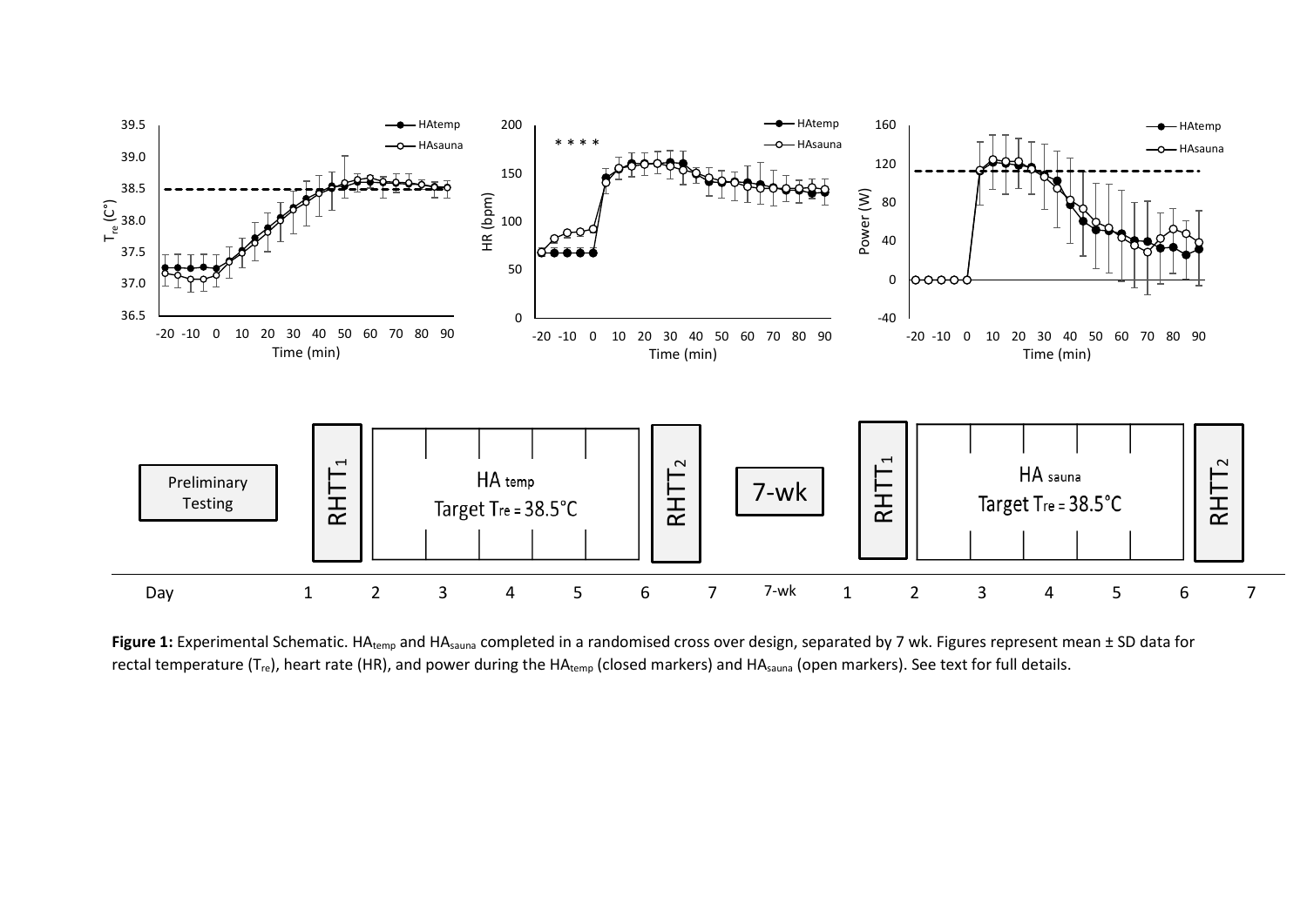**Figure 1:** Experimental Schematic. $HA_{temp}$ and $HA_{sauna}$ completed in a randomised cross over design, separated by 7 wk. Figures represent mean ± SD data for rectal temperature ($T_{re}$), heart rate (HR), and power during the $HA_{temp}$ (closed markers) and $HA_{sauna}$ (open markers). See text for full details.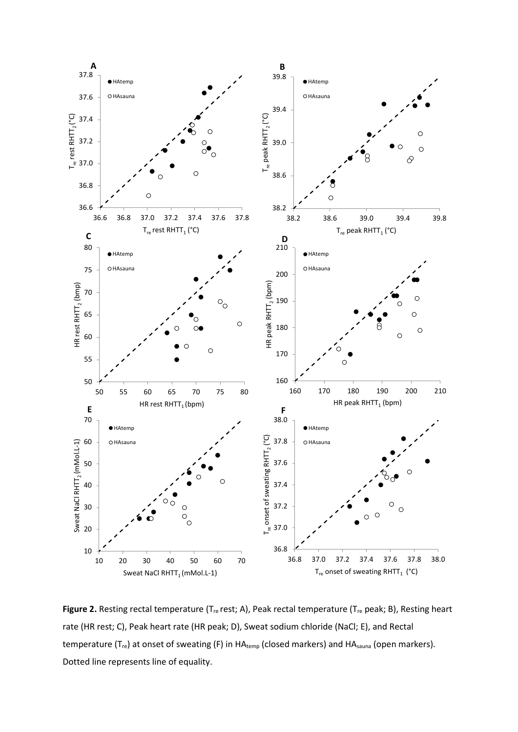A

37.8

37.6

37.4

37.2

37.0

36.8

36.6

36.6 36.8 37.0 37.2 37.4 37.6 37.8

$T_{re}$ rest $RHTT_2$ (°C)

$T_{re}$ rest $RHTT_1$ (°C)

● HAtemp

○ HAsauna

B

39.8

39.4

39.0

38.6

38.2

38.2 38.6 39.0 39.4 39.8

$T_{re}$ peak $RHTT_2$ (°C)

$T_{re}$ peak $RHTT_1$ (°C)

● HAtemp

○ HAsauna

C

80

75

70

65

60

55

50

50 55 60 65 70 75 80

HR rest $RHTT_2$ (bmp)

HR rest $RHTT_1$ (bpm)

● HAtemp

○ HAsauna

D

210

200

190

180

170

160

160 170 180 190 200 210

HR peak $RHTT_2$ (bpm)

HR peak $RHTT_1$ (bpm)

● HAtemp

○ HAsauna

E

70

60

50

40

30

20

10

10 20 30 40 50 60 70

Sweat NaCl $RHTT_2$ (mMol.L-1)

Sweat NaCl $RHTT_1$ (mMol.L-1)

● HAtemp

○ HAsauna

F

38.0

37.8

37.6

37.4

37.2

37.0

36.8

36.8 37.0 37.2 37.4 37.6 37.8 38.0

$T_{re}$ onset of sweating $RHTT_2$ (°C)

$T_{re}$ onset of sweating $RHTT_1$ (°C)

● HAtemp

○ HAsauna

**Figure 2.** Resting rectal temperature ($T_{re}$ rest; A), Peak rectal temperature ($T_{re}$ peak; B), Resting heart rate (HR rest; C), Peak heart rate (HR peak; D), Sweat sodium chloride (NaCl; E), and Rectal temperature ($T_{re}$) at onset of sweating (F) in $HA_{temp}$ (closed markers) and $HA_{sauna}$ (open markers). Dotted line represents line of equality.